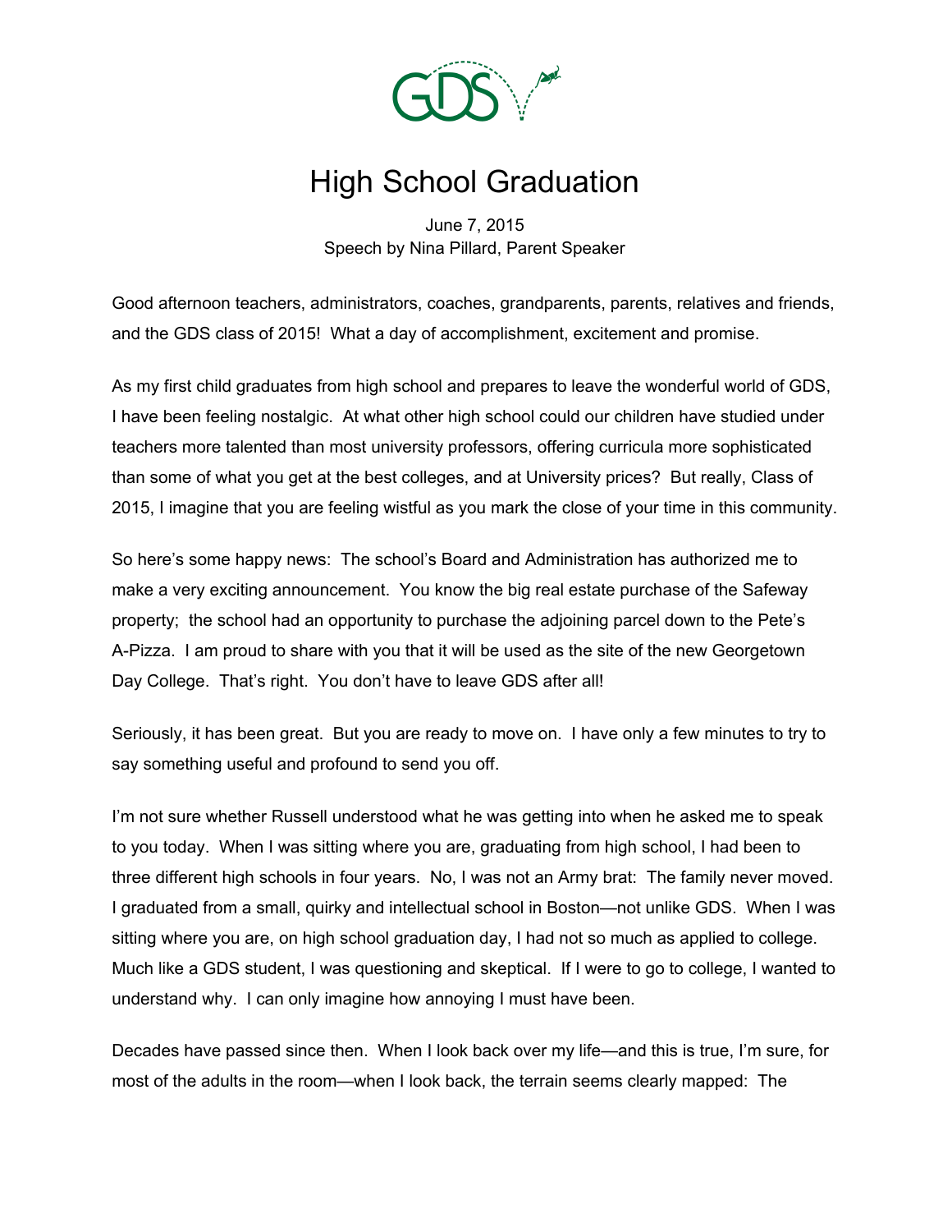# High School Graduation

June 7, 2015
Speech by Nina Pillard, Parent Speaker

Good afternoon teachers, administrators, coaches, grandparents, parents, relatives and friends, and the GDS class of 2015! What a day of accomplishment, excitement and promise.

As my first child graduates from high school and prepares to leave the wonderful world of GDS, I have been feeling nostalgic. At what other high school could our children have studied under teachers more talented than most university professors, offering curricula more sophisticated than some of what you get at the best colleges, and at University prices? But really, Class of 2015, I imagine that you are feeling wistful as you mark the close of your time in this community.

So here's some happy news: The school's Board and Administration has authorized me to make a very exciting announcement. You know the big real estate purchase of the Safeway property; the school had an opportunity to purchase the adjoining parcel down to the Pete's A-Pizza. I am proud to share with you that it will be used as the site of the new Georgetown Day College. That's right. You don't have to leave GDS after all!

Seriously, it has been great. But you are ready to move on. I have only a few minutes to try to say something useful and profound to send you off.

I'm not sure whether Russell understood what he was getting into when he asked me to speak to you today. When I was sitting where you are, graduating from high school, I had been to three different high schools in four years. No, I was not an Army brat: The family never moved. I graduated from a small, quirky and intellectual school in Boston—not unlike GDS. When I was sitting where you are, on high school graduation day, I had not so much as applied to college. Much like a GDS student, I was questioning and skeptical. If I were to go to college, I wanted to understand why. I can only imagine how annoying I must have been.

Decades have passed since then. When I look back over my life—and this is true, I'm sure, for most of the adults in the room—when I look back, the terrain seems clearly mapped: The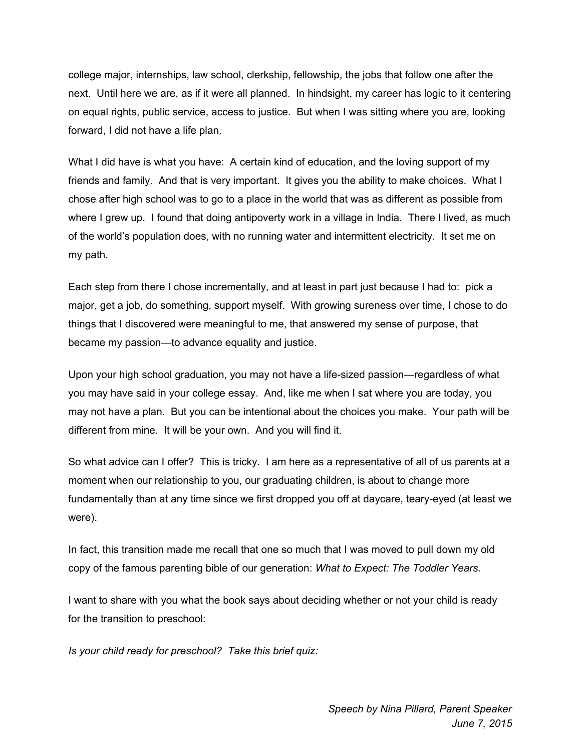college major, internships, law school, clerkship, fellowship, the jobs that follow one after the next. Until here we are, as if it were all planned. In hindsight, my career has logic to it centering on equal rights, public service, access to justice. But when I was sitting where you are, looking forward, I did not have a life plan.

What I did have is what you have: A certain kind of education, and the loving support of my friends and family. And that is very important. It gives you the ability to make choices. What I chose after high school was to go to a place in the world that was as different as possible from where I grew up. I found that doing antipoverty work in a village in India. There I lived, as much of the world's population does, with no running water and intermittent electricity. It set me on my path.

Each step from there I chose incrementally, and at least in part just because I had to: pick a major, get a job, do something, support myself. With growing sureness over time, I chose to do things that I discovered were meaningful to me, that answered my sense of purpose, that became my passion—to advance equality and justice.

Upon your high school graduation, you may not have a life-sized passion—regardless of what you may have said in your college essay. And, like me when I sat where you are today, you may not have a plan. But you can be intentional about the choices you make. Your path will be different from mine. It will be your own. And you will find it.

So what advice can I offer? This is tricky. I am here as a representative of all of us parents at a moment when our relationship to you, our graduating children, is about to change more fundamentally than at any time since we first dropped you off at daycare, teary-eyed (at least we were).

In fact, this transition made me recall that one so much that I was moved to pull down my old copy of the famous parenting bible of our generation: *What to Expect: The Toddler Years.*

I want to share with you what the book says about deciding whether or not your child is ready for the transition to preschool:

*Is your child ready for preschool? Take this brief quiz:*

*Speech by Nina Pillard, Parent Speaker*
*June 7, 2015*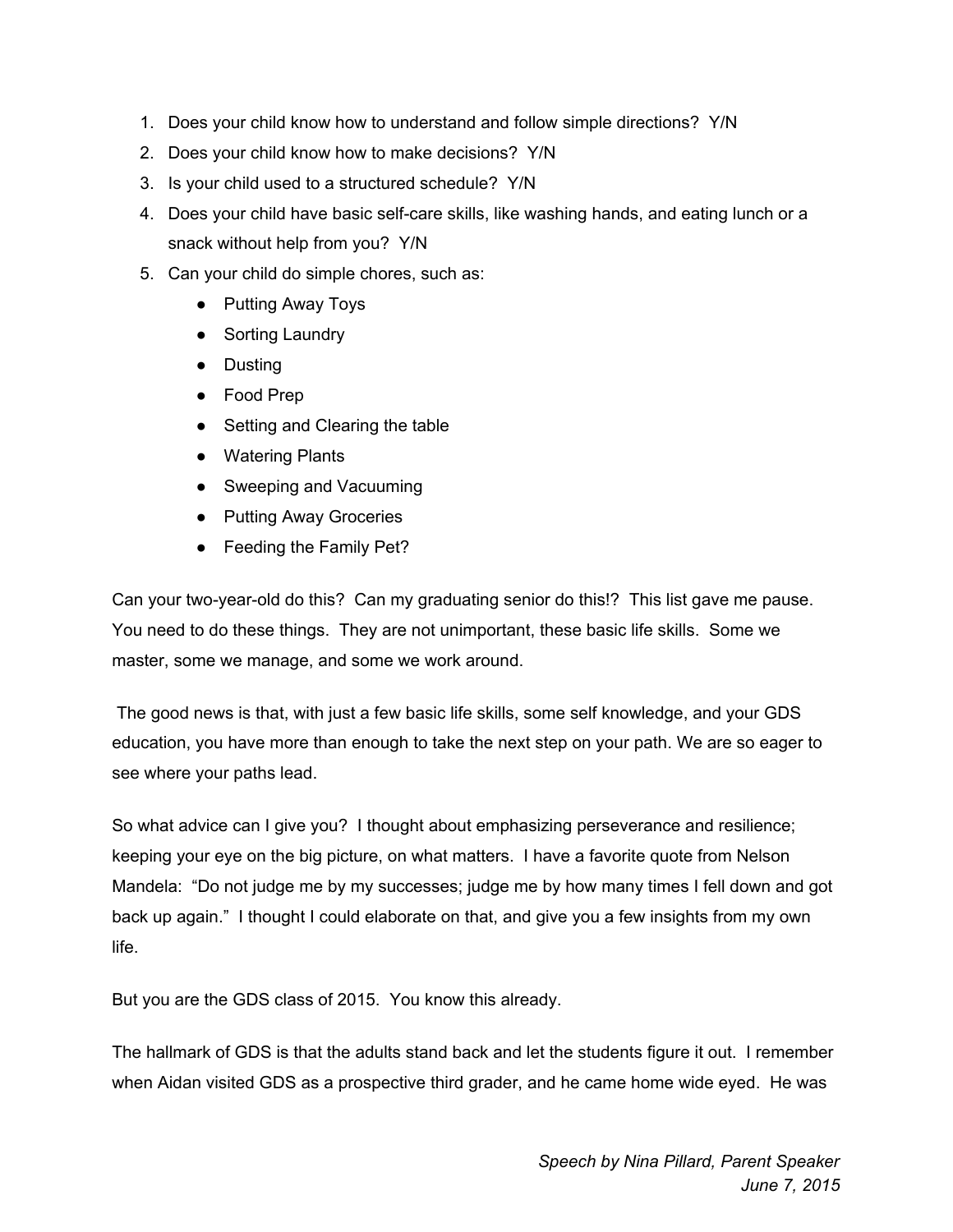1. Does your child know how to understand and follow simple directions? Y/N
2. Does your child know how to make decisions? Y/N
3. Is your child used to a structured schedule? Y/N
4. Does your child have basic self-care skills, like washing hands, and eating lunch or a snack without help from you? Y/N
5. Can your child do simple chores, such as:
    - Putting Away Toys
    - Sorting Laundry
    - Dusting
    - Food Prep
    - Setting and Clearing the table
    - Watering Plants
    - Sweeping and Vacuuming
    - Putting Away Groceries
    - Feeding the Family Pet?

Can your two-year-old do this? Can my graduating senior do this!? This list gave me pause. You need to do these things. They are not unimportant, these basic life skills. Some we master, some we manage, and some we work around.

The good news is that, with just a few basic life skills, some self knowledge, and your GDS education, you have more than enough to take the next step on your path. We are so eager to see where your paths lead.

So what advice can I give you? I thought about emphasizing perseverance and resilience; keeping your eye on the big picture, on what matters. I have a favorite quote from Nelson Mandela: "Do not judge me by my successes; judge me by how many times I fell down and got back up again." I thought I could elaborate on that, and give you a few insights from my own life.

But you are the GDS class of 2015. You know this already.

The hallmark of GDS is that the adults stand back and let the students figure it out. I remember when Aidan visited GDS as a prospective third grader, and he came home wide eyed. He was

*Speech by Nina Pillard, Parent Speaker*
*June 7, 2015*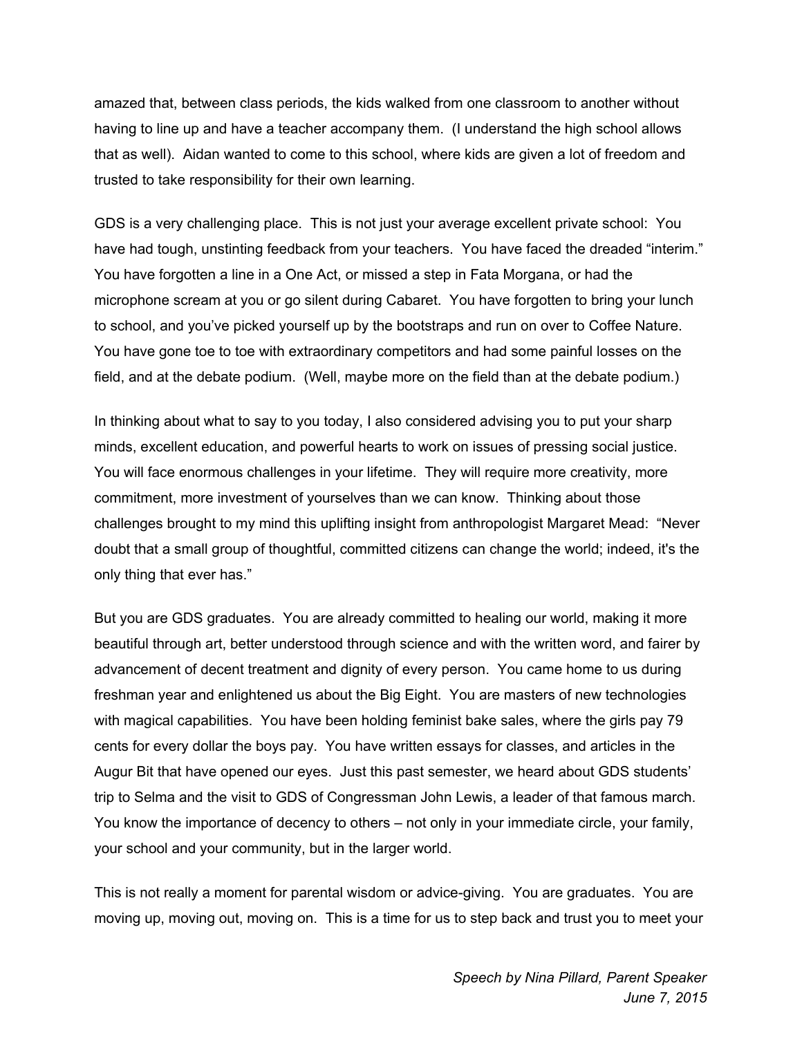amazed that, between class periods, the kids walked from one classroom to another without having to line up and have a teacher accompany them. (I understand the high school allows that as well). Aidan wanted to come to this school, where kids are given a lot of freedom and trusted to take responsibility for their own learning.

GDS is a very challenging place. This is not just your average excellent private school: You have had tough, unstinting feedback from your teachers. You have faced the dreaded "interim." You have forgotten a line in a One Act, or missed a step in Fata Morgana, or had the microphone scream at you or go silent during Cabaret. You have forgotten to bring your lunch to school, and you've picked yourself up by the bootstraps and run on over to Coffee Nature. You have gone toe to toe with extraordinary competitors and had some painful losses on the field, and at the debate podium. (Well, maybe more on the field than at the debate podium.)

In thinking about what to say to you today, I also considered advising you to put your sharp minds, excellent education, and powerful hearts to work on issues of pressing social justice. You will face enormous challenges in your lifetime. They will require more creativity, more commitment, more investment of yourselves than we can know. Thinking about those challenges brought to my mind this uplifting insight from anthropologist Margaret Mead: "Never doubt that a small group of thoughtful, committed citizens can change the world; indeed, it's the only thing that ever has."

But you are GDS graduates. You are already committed to healing our world, making it more beautiful through art, better understood through science and with the written word, and fairer by advancement of decent treatment and dignity of every person. You came home to us during freshman year and enlightened us about the Big Eight. You are masters of new technologies with magical capabilities. You have been holding feminist bake sales, where the girls pay 79 cents for every dollar the boys pay. You have written essays for classes, and articles in the Augur Bit that have opened our eyes. Just this past semester, we heard about GDS students' trip to Selma and the visit to GDS of Congressman John Lewis, a leader of that famous march. You know the importance of decency to others – not only in your immediate circle, your family, your school and your community, but in the larger world.

This is not really a moment for parental wisdom or advice-giving. You are graduates. You are moving up, moving out, moving on. This is a time for us to step back and trust you to meet your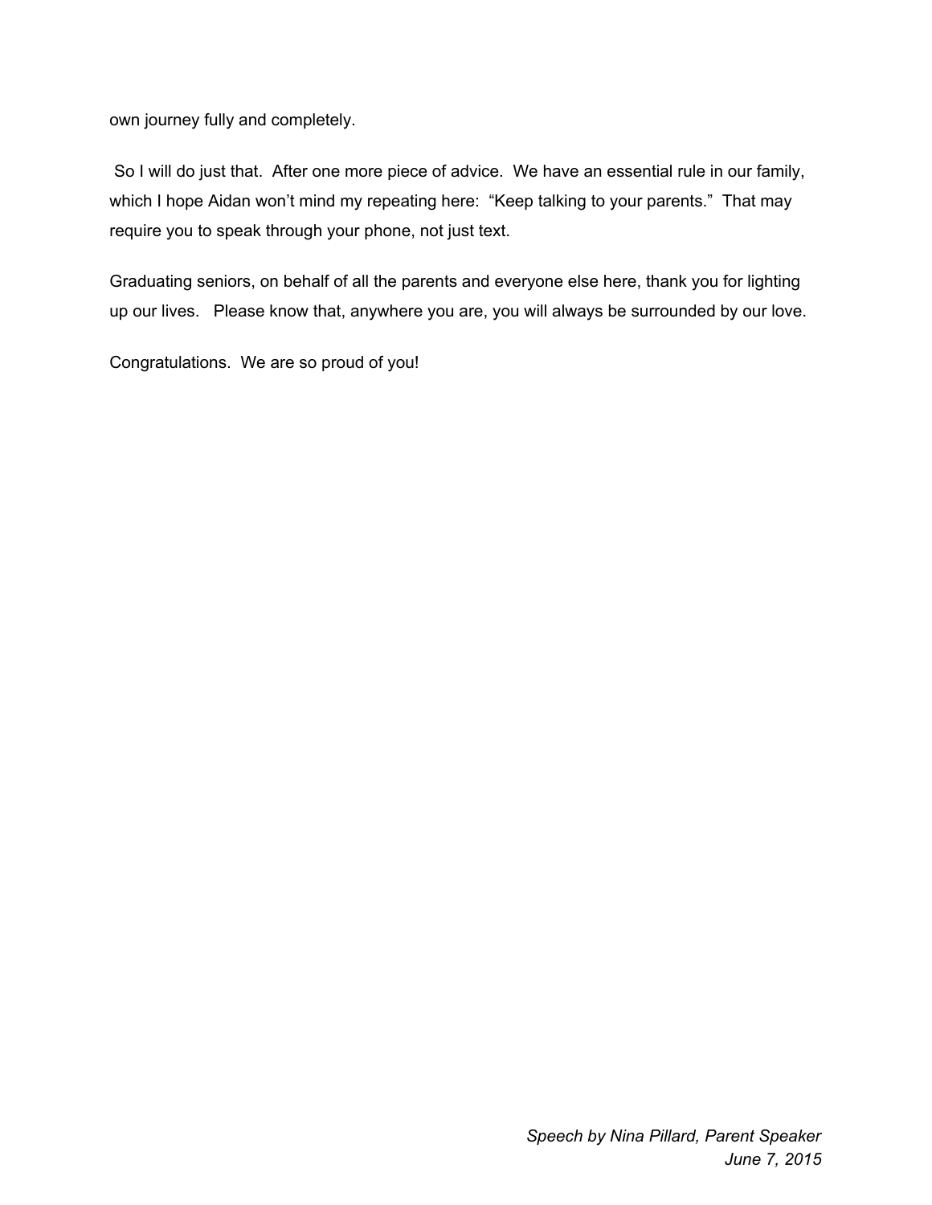own journey fully and completely.

So I will do just that. After one more piece of advice. We have an essential rule in our family, which I hope Aidan won't mind my repeating here: "Keep talking to your parents." That may require you to speak through your phone, not just text.

Graduating seniors, on behalf of all the parents and everyone else here, thank you for lighting up our lives. Please know that, anywhere you are, you will always be surrounded by our love.

Congratulations. We are so proud of you!

*Speech by Nina Pillard, Parent Speaker*
*June 7, 2015*